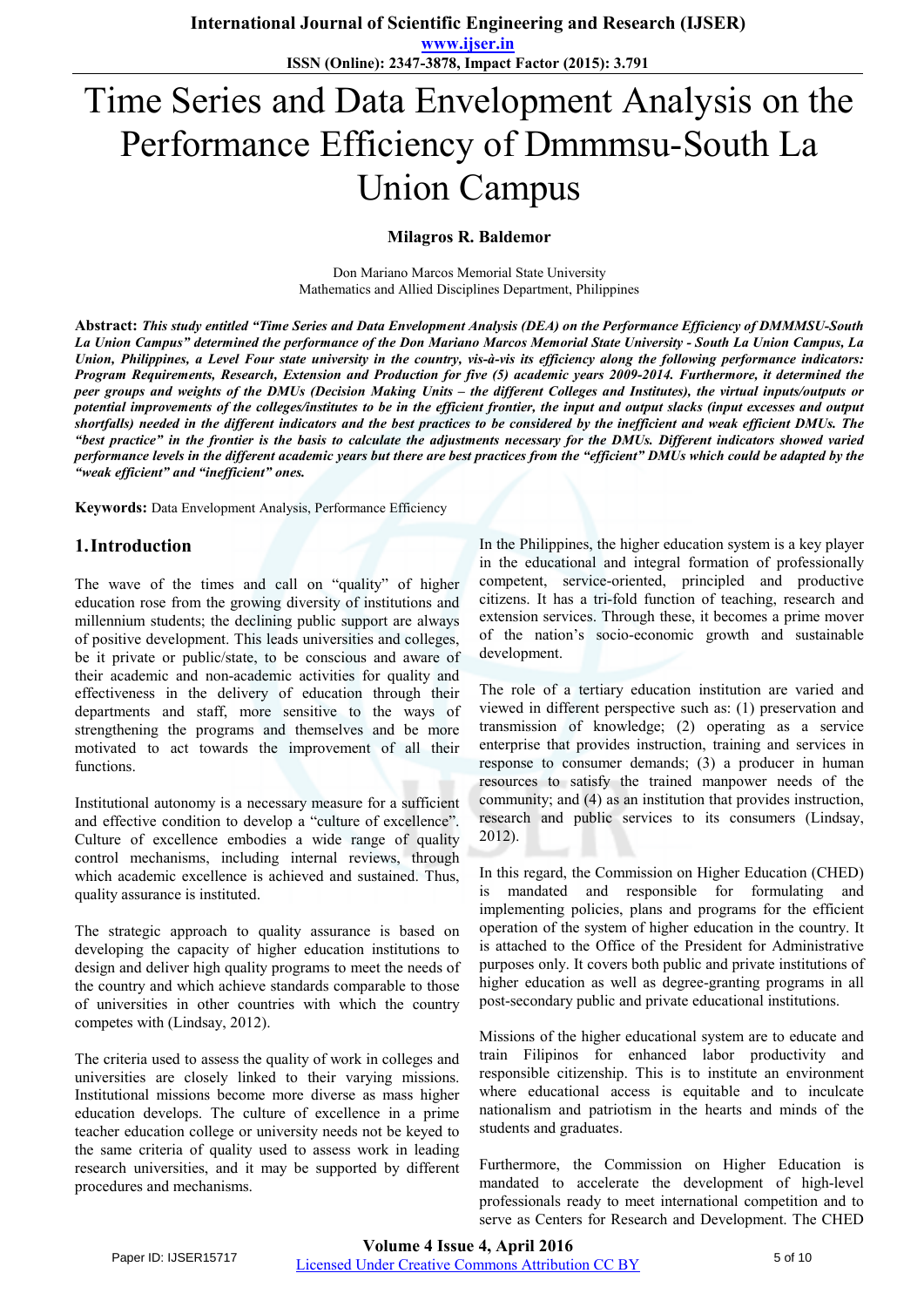# Time Series and Data Envelopment Analysis on the Performance Efficiency of Dmmmsu-South La Union Campus

**Milagros R. Baldemor**

Don Mariano Marcos Memorial State University
Mathematics and Allied Disciplines Department, Philippines

**Abstract:** ***This study entitled "Time Series and Data Envelopment Analysis (DEA) on the Performance Efficiency of DMMMSU-South La Union Campus" determined the performance of the Don Mariano Marcos Memorial State University - South La Union Campus, La Union, Philippines, a Level Four state university in the country, vis-à-vis its efficiency along the following performance indicators: Program Requirements, Research, Extension and Production for five (5) academic years 2009-2014. Furthermore, it determined the peer groups and weights of the DMUs (Decision Making Units – the different Colleges and Institutes), the virtual inputs/outputs or potential improvements of the colleges/institutes to be in the efficient frontier, the input and output slacks (input excesses and output shortfalls) needed in the different indicators and the best practices to be considered by the inefficient and weak efficient DMUs. The "best practice" in the frontier is the basis to calculate the adjustments necessary for the DMUs. Different indicators showed varied performance levels in the different academic years but there are best practices from the "efficient" DMUs which could be adapted by the "weak efficient" and "inefficient" ones.***

**Keywords:** Data Envelopment Analysis, Performance Efficiency

## 1. Introduction

The wave of the times and call on "quality" of higher education rose from the growing diversity of institutions and millennium students; the declining public support are always of positive development. This leads universities and colleges, be it private or public/state, to be conscious and aware of their academic and non-academic activities for quality and effectiveness in the delivery of education through their departments and staff, more sensitive to the ways of strengthening the programs and themselves and be more motivated to act towards the improvement of all their functions.

Institutional autonomy is a necessary measure for a sufficient and effective condition to develop a "culture of excellence". Culture of excellence embodies a wide range of quality control mechanisms, including internal reviews, through which academic excellence is achieved and sustained. Thus, quality assurance is instituted.

The strategic approach to quality assurance is based on developing the capacity of higher education institutions to design and deliver high quality programs to meet the needs of the country and which achieve standards comparable to those of universities in other countries with which the country competes with (Lindsay, 2012).

The criteria used to assess the quality of work in colleges and universities are closely linked to their varying missions. Institutional missions become more diverse as mass higher education develops. The culture of excellence in a prime teacher education college or university needs not be keyed to the same criteria of quality used to assess work in leading research universities, and it may be supported by different procedures and mechanisms.

In the Philippines, the higher education system is a key player in the educational and integral formation of professionally competent, service-oriented, principled and productive citizens. It has a tri-fold function of teaching, research and extension services. Through these, it becomes a prime mover of the nation's socio-economic growth and sustainable development.

The role of a tertiary education institution are varied and viewed in different perspective such as: (1) preservation and transmission of knowledge; (2) operating as a service enterprise that provides instruction, training and services in response to consumer demands; (3) a producer in human resources to satisfy the trained manpower needs of the community; and (4) as an institution that provides instruction, research and public services to its consumers (Lindsay, 2012).

In this regard, the Commission on Higher Education (CHED) is mandated and responsible for formulating and implementing policies, plans and programs for the efficient operation of the system of higher education in the country. It is attached to the Office of the President for Administrative purposes only. It covers both public and private institutions of higher education as well as degree-granting programs in all post-secondary public and private educational institutions.

Missions of the higher educational system are to educate and train Filipinos for enhanced labor productivity and responsible citizenship. This is to institute an environment where educational access is equitable and to inculcate nationalism and patriotism in the hearts and minds of the students and graduates.

Furthermore, the Commission on Higher Education is mandated to accelerate the development of high-level professionals ready to meet international competition and to serve as Centers for Research and Development. The CHED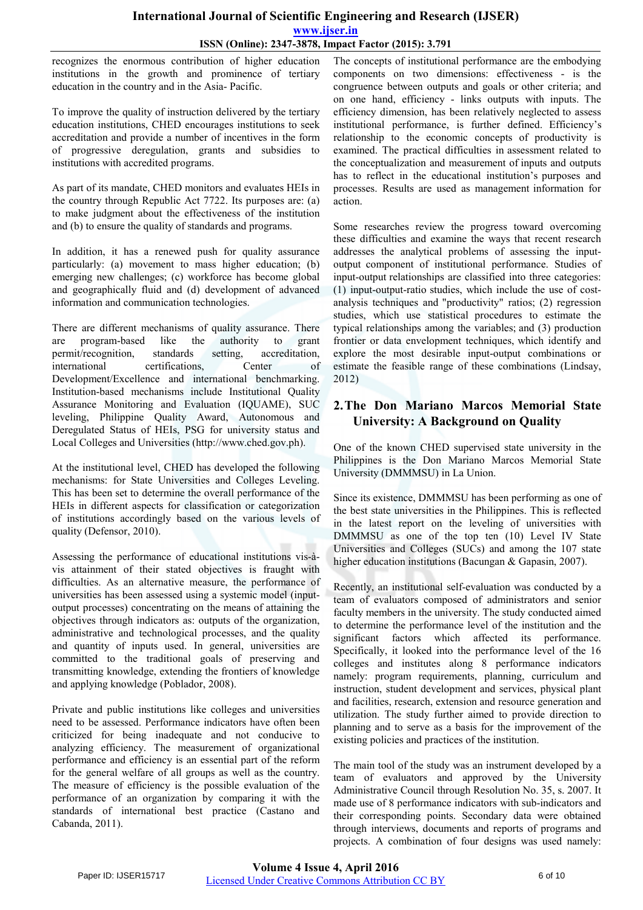recognizes the enormous contribution of higher education institutions in the growth and prominence of tertiary education in the country and in the Asia- Pacific.

To improve the quality of instruction delivered by the tertiary education institutions, CHED encourages institutions to seek accreditation and provide a number of incentives in the form of progressive deregulation, grants and subsidies to institutions with accredited programs.

As part of its mandate, CHED monitors and evaluates HEIs in the country through Republic Act 7722. Its purposes are: (a) to make judgment about the effectiveness of the institution and (b) to ensure the quality of standards and programs.

In addition, it has a renewed push for quality assurance particularly: (a) movement to mass higher education; (b) emerging new challenges; (c) workforce has become global and geographically fluid and (d) development of advanced information and communication technologies.

There are different mechanisms of quality assurance. There are program-based like the authority to grant permit/recognition, standards setting, accreditation, international certifications, Center of Development/Excellence and international benchmarking. Institution-based mechanisms include Institutional Quality Assurance Monitoring and Evaluation (IQUAME), SUC leveling, Philippine Quality Award, Autonomous and Deregulated Status of HEIs, PSG for university status and Local Colleges and Universities (http://www.ched.gov.ph).

At the institutional level, CHED has developed the following mechanisms: for State Universities and Colleges Leveling. This has been set to determine the overall performance of the HEIs in different aspects for classification or categorization of institutions accordingly based on the various levels of quality (Defensor, 2010).

Assessing the performance of educational institutions vis-à-vis attainment of their stated objectives is fraught with difficulties. As an alternative measure, the performance of universities has been assessed using a systemic model (input-output processes) concentrating on the means of attaining the objectives through indicators as: outputs of the organization, administrative and technological processes, and the quality and quantity of inputs used. In general, universities are committed to the traditional goals of preserving and transmitting knowledge, extending the frontiers of knowledge and applying knowledge (Poblador, 2008).

Private and public institutions like colleges and universities need to be assessed. Performance indicators have often been criticized for being inadequate and not conducive to analyzing efficiency. The measurement of organizational performance and efficiency is an essential part of the reform for the general welfare of all groups as well as the country. The measure of efficiency is the possible evaluation of the performance of an organization by comparing it with the standards of international best practice (Castano and Cabanda, 2011).

The concepts of institutional performance are the embodying components on two dimensions: effectiveness - is the congruence between outputs and goals or other criteria; and on one hand, efficiency - links outputs with inputs. The efficiency dimension, has been relatively neglected to assess institutional performance, is further defined. Efficiency's relationship to the economic concepts of productivity is examined. The practical difficulties in assessment related to the conceptualization and measurement of inputs and outputs has to reflect in the educational institution's purposes and processes. Results are used as management information for action.

Some researches review the progress toward overcoming these difficulties and examine the ways that recent research addresses the analytical problems of assessing the input-output component of institutional performance. Studies of input-output relationships are classified into three categories: (1) input-output-ratio studies, which include the use of cost-analysis techniques and "productivity" ratios; (2) regression studies, which use statistical procedures to estimate the typical relationships among the variables; and (3) production frontier or data envelopment techniques, which identify and explore the most desirable input-output combinations or estimate the feasible range of these combinations (Lindsay, 2012)

## 2. The Don Mariano Marcos Memorial State University: A Background on Quality

One of the known CHED supervised state university in the Philippines is the Don Mariano Marcos Memorial State University (DMMMSU) in La Union.

Since its existence, DMMMSU has been performing as one of the best state universities in the Philippines. This is reflected in the latest report on the leveling of universities with DMMMSU as one of the top ten (10) Level IV State Universities and Colleges (SUCs) and among the 107 state higher education institutions (Bacungan & Gapasin, 2007).

Recently, an institutional self-evaluation was conducted by a team of evaluators composed of administrators and senior faculty members in the university. The study conducted aimed to determine the performance level of the institution and the significant factors which affected its performance. Specifically, it looked into the performance level of the 16 colleges and institutes along 8 performance indicators namely: program requirements, planning, curriculum and instruction, student development and services, physical plant and facilities, research, extension and resource generation and utilization. The study further aimed to provide direction to planning and to serve as a basis for the improvement of the existing policies and practices of the institution.

The main tool of the study was an instrument developed by a team of evaluators and approved by the University Administrative Council through Resolution No. 35, s. 2007. It made use of 8 performance indicators with sub-indicators and their corresponding points. Secondary data were obtained through interviews, documents and reports of programs and projects. A combination of four designs was used namely: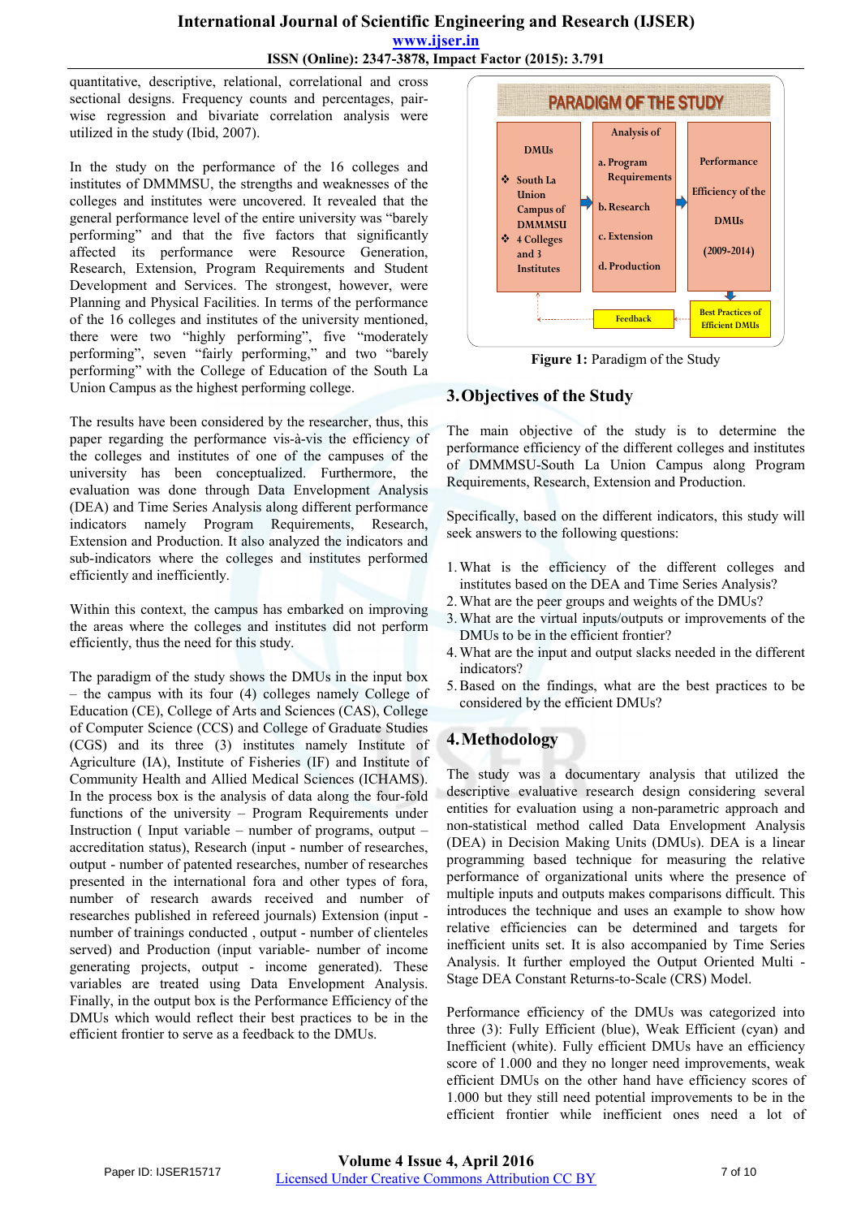quantitative, descriptive, relational, correlational and cross sectional designs. Frequency counts and percentages, pair-wise regression and bivariate correlation analysis were utilized in the study (Ibid, 2007).

In the study on the performance of the 16 colleges and institutes of DMMMSU, the strengths and weaknesses of the colleges and institutes were uncovered. It revealed that the general performance level of the entire university was "barely performing" and that the five factors that significantly affected its performance were Resource Generation, Research, Extension, Program Requirements and Student Development and Services. The strongest, however, were Planning and Physical Facilities. In terms of the performance of the 16 colleges and institutes of the university mentioned, there were two "highly performing", five "moderately performing", seven "fairly performing," and two "barely performing" with the College of Education of the South La Union Campus as the highest performing college.

The results have been considered by the researcher, thus, this paper regarding the performance vis-à-vis the efficiency of the colleges and institutes of one of the campuses of the university has been conceptualized. Furthermore, the evaluation was done through Data Envelopment Analysis (DEA) and Time Series Analysis along different performance indicators namely Program Requirements, Research, Extension and Production. It also analyzed the indicators and sub-indicators where the colleges and institutes performed efficiently and inefficiently.

Within this context, the campus has embarked on improving the areas where the colleges and institutes did not perform efficiently, thus the need for this study.

The paradigm of the study shows the DMUs in the input box – the campus with its four (4) colleges namely College of Education (CE), College of Arts and Sciences (CAS), College of Computer Science (CCS) and College of Graduate Studies (CGS) and its three (3) institutes namely Institute of Agriculture (IA), Institute of Fisheries (IF) and Institute of Community Health and Allied Medical Sciences (ICHAMS). In the process box is the analysis of data along the four-fold functions of the university – Program Requirements under Instruction ( Input variable – number of programs, output – accreditation status), Research (input - number of researches, output - number of patented researches, number of researches presented in the international fora and other types of fora, number of research awards received and number of researches published in refereed journals) Extension (input - number of trainings conducted , output - number of clienteles served) and Production (input variable- number of income generating projects, output - income generated). These variables are treated using Data Envelopment Analysis. Finally, in the output box is the Performance Efficiency of the DMUs which would reflect their best practices to be in the efficient frontier to serve as a feedback to the DMUs.

PARADIGM OF THE STUDY

| DMUs | Analysis of | Performance Efficiency of the DMUs (2009-2014) |
|---|---|---|
| South La Union Campus of DMMMSU; 4 Colleges and 3 Institutes | a. Program Requirements; b. Research; c. Extension; d. Production | |

Feedback ← Best Practices of Efficient DMUs

**Figure 1:** Paradigm of the Study

## 3. Objectives of the Study

The main objective of the study is to determine the performance efficiency of the different colleges and institutes of DMMMSU-South La Union Campus along Program Requirements, Research, Extension and Production.

Specifically, based on the different indicators, this study will seek answers to the following questions:

1. What is the efficiency of the different colleges and institutes based on the DEA and Time Series Analysis?
2. What are the peer groups and weights of the DMUs?
3. What are the virtual inputs/outputs or improvements of the DMUs to be in the efficient frontier?
4. What are the input and output slacks needed in the different indicators?
5. Based on the findings, what are the best practices to be considered by the efficient DMUs?

## 4. Methodology

The study was a documentary analysis that utilized the descriptive evaluative research design considering several entities for evaluation using a non-parametric approach and non-statistical method called Data Envelopment Analysis (DEA) in Decision Making Units (DMUs). DEA is a linear programming based technique for measuring the relative performance of organizational units where the presence of multiple inputs and outputs makes comparisons difficult. This introduces the technique and uses an example to show how relative efficiencies can be determined and targets for inefficient units set. It is also accompanied by Time Series Analysis. It further employed the Output Oriented Multi - Stage DEA Constant Returns-to-Scale (CRS) Model.

Performance efficiency of the DMUs was categorized into three (3): Fully Efficient (blue), Weak Efficient (cyan) and Inefficient (white). Fully efficient DMUs have an efficiency score of 1.000 and they no longer need improvements, weak efficient DMUs on the other hand have efficiency scores of 1.000 but they still need potential improvements to be in the efficient frontier while inefficient ones need a lot of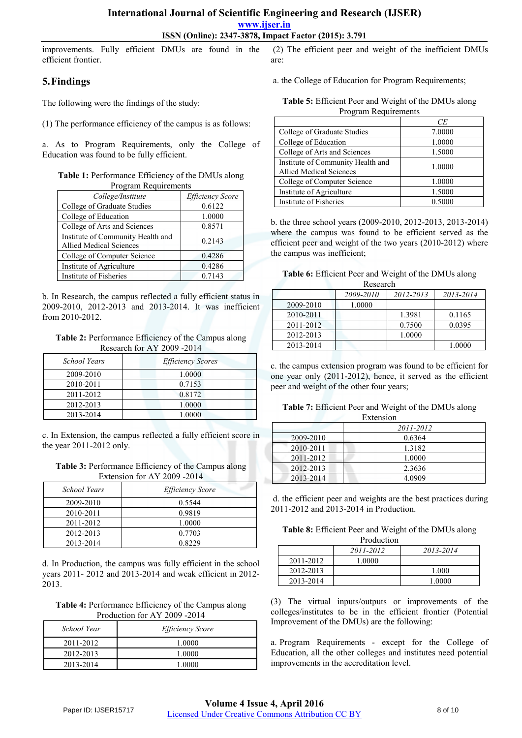improvements. Fully efficient DMUs are found in the efficient frontier.

## 5. Findings

The following were the findings of the study:

(1) The performance efficiency of the campus is as follows:

a. As to Program Requirements, only the College of Education was found to be fully efficient.

**Table 1:** Performance Efficiency of the DMUs along Program Requirements

| *College/Institute* | *Efficiency Score* |
|---|---|
| College of Graduate Studies | 0.6122 |
| College of Education | 1.0000 |
| College of Arts and Sciences | 0.8571 |
| Institute of Community Health and Allied Medical Sciences | 0.2143 |
| College of Computer Science | 0.4286 |
| Institute of Agriculture | 0.4286 |
| Institute of Fisheries | 0.7143 |

b. In Research, the campus reflected a fully efficient status in 2009-2010, 2012-2013 and 2013-2014. It was inefficient from 2010-2012.

**Table 2:** Performance Efficiency of the Campus along Research for AY 2009 -2014

| *School Years* | *Efficiency Scores* |
|---|---|
| 2009-2010 | 1.0000 |
| 2010-2011 | 0.7153 |
| 2011-2012 | 0.8172 |
| 2012-2013 | 1.0000 |
| 2013-2014 | 1.0000 |

c. In Extension, the campus reflected a fully efficient score in the year 2011-2012 only.

**Table 3:** Performance Efficiency of the Campus along Extension for AY 2009 -2014

| *School Years* | *Efficiency Score* |
|---|---|
| 2009-2010 | 0.5544 |
| 2010-2011 | 0.9819 |
| 2011-2012 | 1.0000 |
| 2012-2013 | 0.7703 |
| 2013-2014 | 0.8229 |

d. In Production, the campus was fully efficient in the school years 2011- 2012 and 2013-2014 and weak efficient in 2012-2013.

**Table 4:** Performance Efficiency of the Campus along Production for AY 2009 -2014

| *School Year* | *Efficiency Score* |
|---|---|
| 2011-2012 | 1.0000 |
| 2012-2013 | 1.0000 |
| 2013-2014 | 1.0000 |

(2) The efficient peer and weight of the inefficient DMUs are:

a. the College of Education for Program Requirements;

**Table 5:** Efficient Peer and Weight of the DMUs along Program Requirements

| | *CE* |
|---|---|
| College of Graduate Studies | 7.0000 |
| College of Education | 1.0000 |
| College of Arts and Sciences | 1.5000 |
| Institute of Community Health and Allied Medical Sciences | 1.0000 |
| College of Computer Science | 1.0000 |
| Institute of Agriculture | 1.5000 |
| Institute of Fisheries | 0.5000 |

b. the three school years (2009-2010, 2012-2013, 2013-2014) where the campus was found to be efficient served as the efficient peer and weight of the two years (2010-2012) where the campus was inefficient;

**Table 6:** Efficient Peer and Weight of the DMUs along Research

| | *2009-2010* | *2012-2013* | *2013-2014* |
|---|---|---|---|
| 2009-2010 | 1.0000 | | |
| 2010-2011 | | 1.3981 | 0.1165 |
| 2011-2012 | | 0.7500 | 0.0395 |
| 2012-2013 | | 1.0000 | |
| 2013-2014 | | | 1.0000 |

c. the campus extension program was found to be efficient for one year only (2011-2012), hence, it served as the efficient peer and weight of the other four years;

**Table 7:** Efficient Peer and Weight of the DMUs along Extension

| | *2011-2012* |
|---|---|
| 2009-2010 | 0.6364 |
| 2010-2011 | 1.3182 |
| 2011-2012 | 1.0000 |
| 2012-2013 | 2.3636 |
| 2013-2014 | 4.0909 |

d. the efficient peer and weights are the best practices during 2011-2012 and 2013-2014 in Production.

**Table 8:** Efficient Peer and Weight of the DMUs along Production

| | *2011-2012* | *2013-2014* |
|---|---|---|
| 2011-2012 | 1.0000 | |
| 2012-2013 | | 1.000 |
| 2013-2014 | | 1.0000 |

(3) The virtual inputs/outputs or improvements of the colleges/institutes to be in the efficient frontier (Potential Improvement of the DMUs) are the following:

a. Program Requirements - except for the College of Education, all the other colleges and institutes need potential improvements in the accreditation level.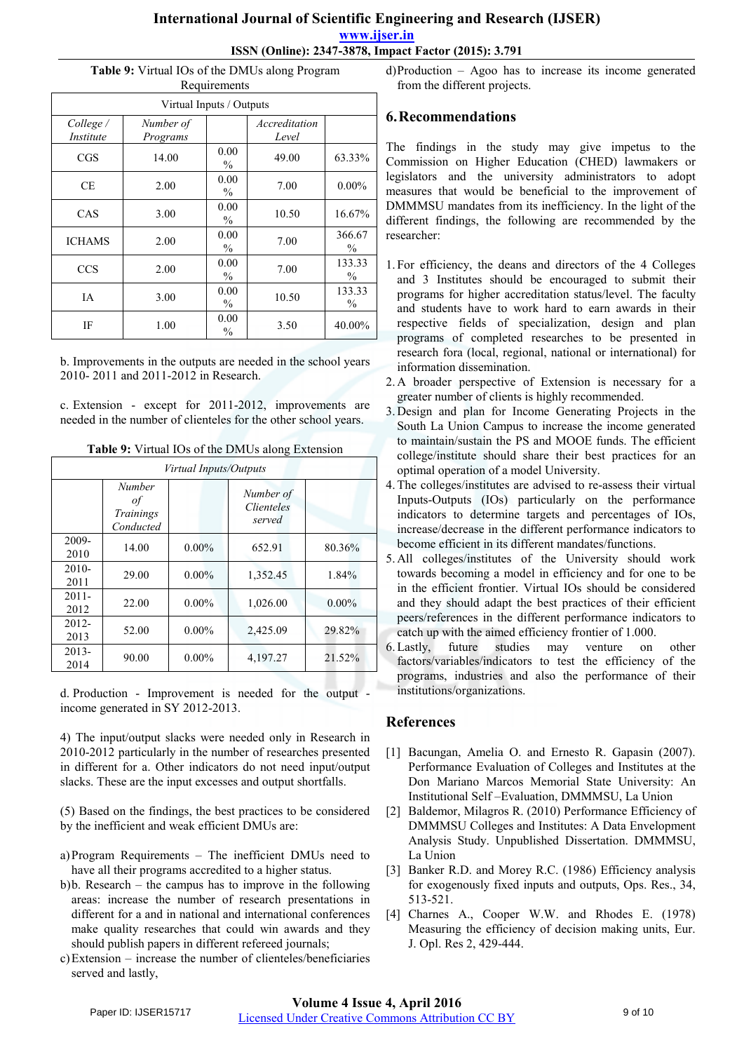**Table 9:** Virtual IOs of the DMUs along Program Requirements

| Virtual Inputs / Outputs | | | | |
|---|---|---|---|---|
| *College / Institute* | *Number of Programs* | | *Accreditation Level* | |
| CGS | 14.00 | 0.00 % | 49.00 | 63.33% |
| CE | 2.00 | 0.00 % | 7.00 | 0.00% |
| CAS | 3.00 | 0.00 % | 10.50 | 16.67% |
| ICHAMS | 2.00 | 0.00 % | 7.00 | 366.67 % |
| CCS | 2.00 | 0.00 % | 7.00 | 133.33 % |
| IA | 3.00 | 0.00 % | 10.50 | 133.33 % |
| IF | 1.00 | 0.00 % | 3.50 | 40.00% |

b. Improvements in the outputs are needed in the school years 2010- 2011 and 2011-2012 in Research.

c. Extension - except for 2011-2012, improvements are needed in the number of clienteles for the other school years.

**Table 9:** Virtual IOs of the DMUs along Extension

| *Virtual Inputs/Outputs* | | | | |
|---|---|---|---|---|
| | *Number of Trainings Conducted* | | *Number of Clienteles served* | |
| 2009-2010 | 14.00 | 0.00% | 652.91 | 80.36% |
| 2010-2011 | 29.00 | 0.00% | 1,352.45 | 1.84% |
| 2011-2012 | 22.00 | 0.00% | 1,026.00 | 0.00% |
| 2012-2013 | 52.00 | 0.00% | 2,425.09 | 29.82% |
| 2013-2014 | 90.00 | 0.00% | 4,197.27 | 21.52% |

d. Production - Improvement is needed for the output - income generated in SY 2012-2013.

4) The input/output slacks were needed only in Research in 2010-2012 particularly in the number of researches presented in different for a. Other indicators do not need input/output slacks. These are the input excesses and output shortfalls.

(5) Based on the findings, the best practices to be considered by the inefficient and weak efficient DMUs are:

a) Program Requirements – The inefficient DMUs need to have all their programs accredited to a higher status.
b) b. Research – the campus has to improve in the following areas: increase the number of research presentations in different for a and in national and international conferences make quality researches that could win awards and they should publish papers in different refereed journals;
c) Extension – increase the number of clienteles/beneficiaries served and lastly,
d) Production – Agoo has to increase its income generated from the different projects.

## 6. Recommendations

The findings in the study may give impetus to the Commission on Higher Education (CHED) lawmakers or legislators and the university administrators to adopt measures that would be beneficial to the improvement of DMMMSU mandates from its inefficiency. In the light of the different findings, the following are recommended by the researcher:

1. For efficiency, the deans and directors of the 4 Colleges and 3 Institutes should be encouraged to submit their programs for higher accreditation status/level. The faculty and students have to work hard to earn awards in their respective fields of specialization, design and plan programs of completed researches to be presented in research fora (local, regional, national or international) for information dissemination.
2. A broader perspective of Extension is necessary for a greater number of clients is highly recommended.
3. Design and plan for Income Generating Projects in the South La Union Campus to increase the income generated to maintain/sustain the PS and MOOE funds. The efficient college/institute should share their best practices for an optimal operation of a model University.
4. The colleges/institutes are advised to re-assess their virtual Inputs-Outputs (IOs) particularly on the performance indicators to determine targets and percentages of IOs, increase/decrease in the different performance indicators to become efficient in its different mandates/functions.
5. All colleges/institutes of the University should work towards becoming a model in efficiency and for one to be in the efficient frontier. Virtual IOs should be considered and they should adapt the best practices of their efficient peers/references in the different performance indicators to catch up with the aimed efficiency frontier of 1.000.
6. Lastly, future studies may venture on other factors/variables/indicators to test the efficiency of the programs, industries and also the performance of their institutions/organizations.

## References

[1] Bacungan, Amelia O. and Ernesto R. Gapasin (2007). Performance Evaluation of Colleges and Institutes at the Don Mariano Marcos Memorial State University: An Institutional Self –Evaluation, DMMMSU, La Union

[2] Baldemor, Milagros R. (2010) Performance Efficiency of DMMMSU Colleges and Institutes: A Data Envelopment Analysis Study. Unpublished Dissertation. DMMMSU, La Union

[3] Banker R.D. and Morey R.C. (1986) Efficiency analysis for exogenously fixed inputs and outputs, Ops. Res., 34, 513-521.

[4] Charnes A., Cooper W.W. and Rhodes E. (1978) Measuring the efficiency of decision making units, Eur. J. Opl. Res 2, 429-444.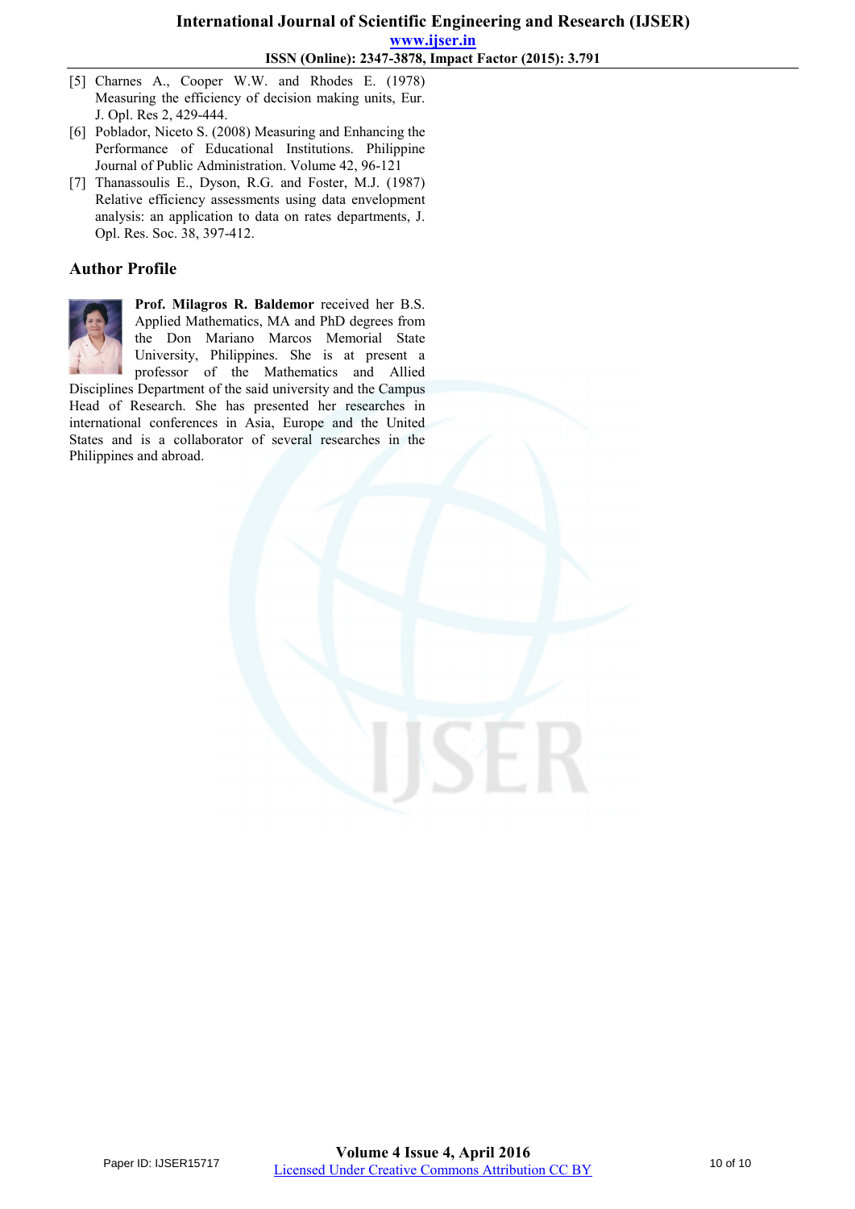[5] Charnes A., Cooper W.W. and Rhodes E. (1978) Measuring the efficiency of decision making units, Eur. J. Opl. Res 2, 429-444.

[6] Poblador, Niceto S. (2008) Measuring and Enhancing the Performance of Educational Institutions. Philippine Journal of Public Administration. Volume 42, 96-121

[7] Thanassoulis E., Dyson, R.G. and Foster, M.J. (1987) Relative efficiency assessments using data envelopment analysis: an application to data on rates departments, J. Opl. Res. Soc. 38, 397-412.

## Author Profile

**Prof. Milagros R. Baldemor** received her B.S. Applied Mathematics, MA and PhD degrees from the Don Mariano Marcos Memorial State University, Philippines. She is at present a professor of the Mathematics and Allied Disciplines Department of the said university and the Campus Head of Research. She has presented her researches in international conferences in Asia, Europe and the United States and is a collaborator of several researches in the Philippines and abroad.